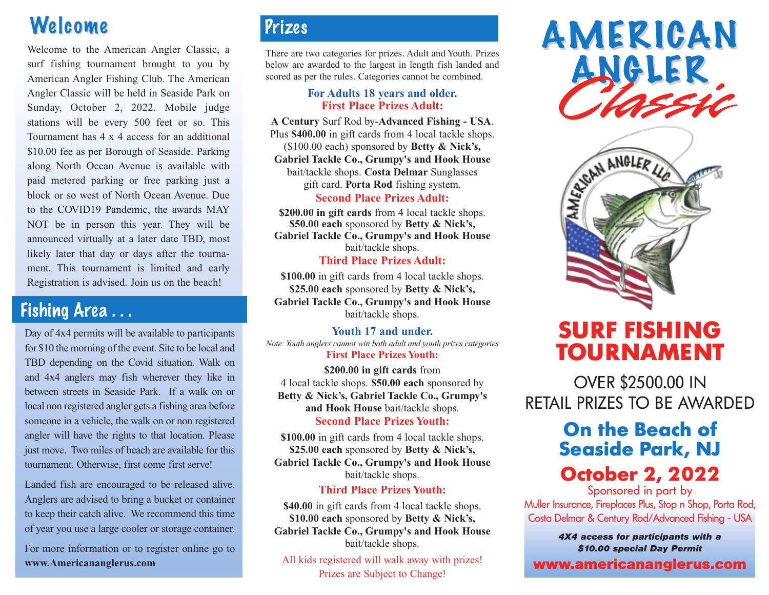## Welcome

Welcome to the American Angler Classic, a surf fishing tournament brought to you by American Angler Fishing Club. The American Angler Classic will be held in Seaside Park on Sunday, October 2, 2022. Mobile judge stations will be every 500 feet or so. This Tournament has 4 x 4 access for an additional $10.00 fee as per Borough of Seaside. Parking along North Ocean Avenue is available with paid metered parking or free parking just a block or so west of North Ocean Avenue. Due to the COVID19 Pandemic, the awards MAY NOT be in person this year. They will be announced virtually at a later date TBD, most likely later that day or days after the tournament. This tournament is limited and early Registration is advised. Join us on the beach!

## Fishing Area . . .

Day of 4x4 permits will be available to participants for $10 the morning of the event. Site to be local and TBD depending on the Covid situation. Walk on and 4x4 anglers may fish wherever they like in between streets in Seaside Park. If a walk on or local non registered angler gets a fishing area before someone in a vehicle, the walk on or non registered angler will have the rights to that location. Please just move. Two miles of beach are available for this tournament. Otherwise, first come first serve!

Landed fish are encouraged to be released alive. Anglers are advised to bring a bucket or container to keep their catch alive. We recommend this time of year you use a large cooler or storage container.

For more information or to register online go to **www.Americananglerus.com**

## Prizes

There are two categories for prizes. Adult and Youth. Prizes below are awarded to the largest in length fish landed and scored as per the rules. Categories cannot be combined.

### For Adults 18 years and older.

**First Place Prizes Adult:**

**A Century** Surf Rod by-**Advanced Fishing - USA**. Plus **$400.00** in gift cards from 4 local tackle shops. ($100.00 each) sponsored by **Betty & Nick's, Gabriel Tackle Co., Grumpy's and Hook House** bait/tackle shops. **Costa Delmar** Sunglasses gift card. **Porta Rod** fishing system.

**Second Place Prizes Adult:**

**$200.00 in gift cards** from 4 local tackle shops. **$50.00 each** sponsored by **Betty & Nick's, Gabriel Tackle Co., Grumpy's and Hook House** bait/tackle shops.

**Third Place Prizes Adult:**

**$100.00** in gift cards from 4 local tackle shops. **$25.00 each** sponsored by **Betty & Nick's, Gabriel Tackle Co., Grumpy's and Hook House** bait/tackle shops.

### Youth 17 and under.

*Note: Youth anglers cannot win both adult and youth prizes categories*

**First Place Prizes Youth:**

**$200.00 in gift cards** from 4 local tackle shops. **$50.00 each** sponsored by **Betty & Nick's, Gabriel Tackle Co., Grumpy's and Hook House** bait/tackle shops.

**Second Place Prizes Youth:**

**$100.00** in gift cards from 4 local tackle shops. **$25.00 each** sponsored by **Betty & Nick's, Gabriel Tackle Co., Grumpy's and Hook House** bait/tackle shops.

**Third Place Prizes Youth:**

**$40.00** in gift cards from 4 local tackle shops. **$10.00 each** sponsored by **Betty & Nick's, Gabriel Tackle Co., Grumpy's and Hook House** bait/tackle shops.

All kids registered will walk away with prizes!
Prizes are Subject to Change!

# AMERICAN ANGLER *Classic*

AMERICAN ANGLER LLC

## SURF FISHING TOURNAMENT

OVER $2500.00 IN RETAIL PRIZES TO BE AWARDED

### On the Beach of Seaside Park, NJ

### October 2, 2022

Sponsored in part by
Muller Insurance, Fireplaces Plus, Stop n Shop, Porta Rod, Costa Delmar & Century Rod/Advanced Fishing - USA

***4X4 access for participants with a $10.00 special Day Permit***

**www.americananglerus.com**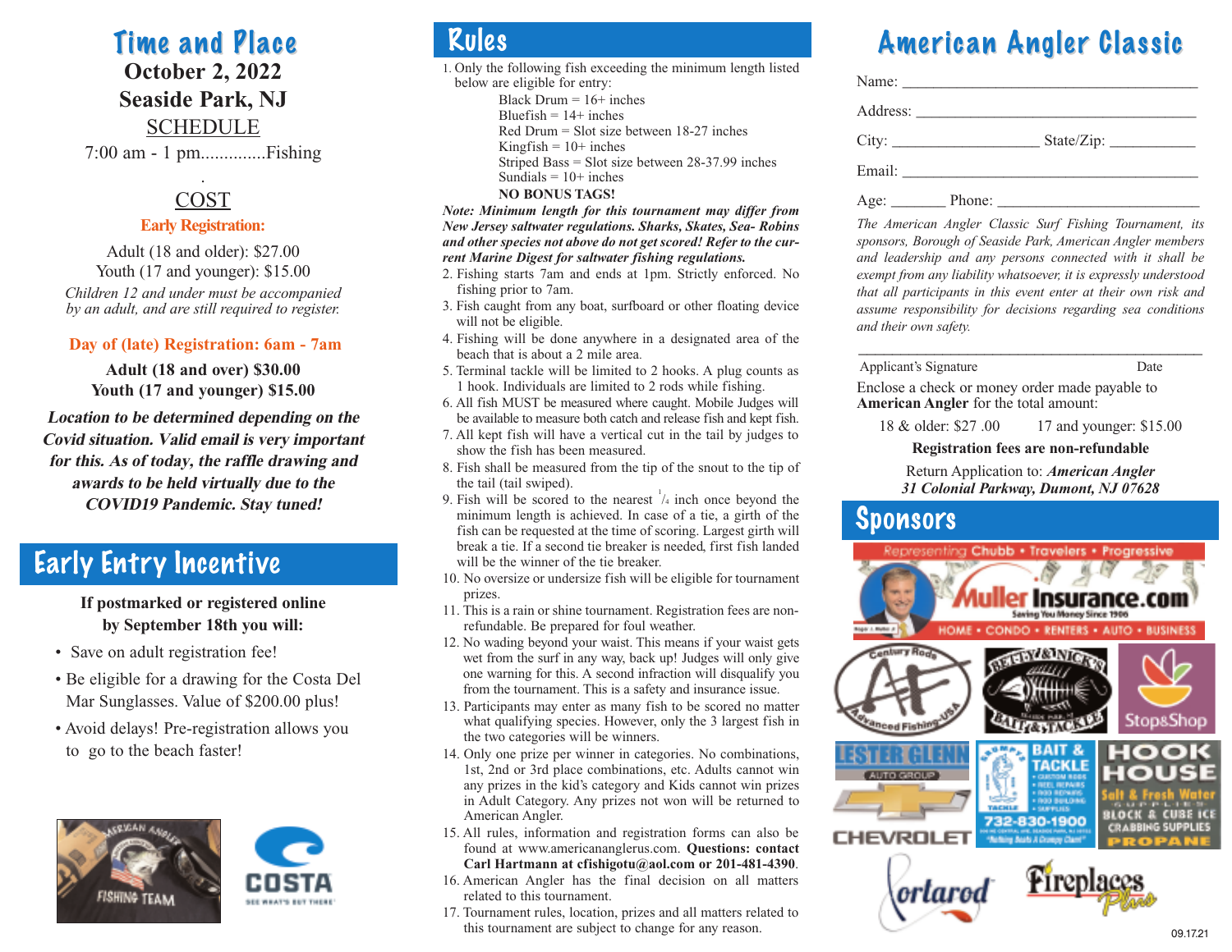# Time and Place

**October 2, 2022**

**Seaside Park, NJ**

SCHEDULE

7:00 am - 1 pm..............Fishing

.

COST

**Early Registration:**

Adult (18 and older): $27.00
Youth (17 and younger): $15.00

*Children 12 and under must be accompanied by an adult, and are still required to register.*

**Day of (late) Registration: 6am - 7am**

**Adult (18 and over) $30.00**
**Youth (17 and younger) $15.00**

***Location to be determined depending on the Covid situation. Valid email is very important for this. As of today, the raffle drawing and awards to be held virtually due to the COVID19 Pandemic. Stay tuned!***

# Early Entry Incentive

**If postmarked or registered online by September 18th you will:**

- Save on adult registration fee!
- Be eligible for a drawing for the Costa Del Mar Sunglasses. Value of $200.00 plus!
- Avoid delays! Pre-registration allows you to go to the beach faster!

# Rules

1. Only the following fish exceeding the minimum length listed below are eligible for entry:
   - Black Drum = 16+ inches
   - Bluefish = 14+ inches
   - Red Drum = Slot size between 18-27 inches
   - Kingfish = 10+ inches
   - Striped Bass = Slot size between 28-37.99 inches
   - Sundials = 10+ inches
   - **NO BONUS TAGS!**

   ***Note: Minimum length for this tournament may differ from New Jersey saltwater regulations. Sharks, Skates, Sea- Robins and other species not above do not get scored! Refer to the current Marine Digest for saltwater fishing regulations.***
2. Fishing starts 7am and ends at 1pm. Strictly enforced. No fishing prior to 7am.
3. Fish caught from any boat, surfboard or other floating device will not be eligible.
4. Fishing will be done anywhere in a designated area of the beach that is about a 2 mile area.
5. Terminal tackle will be limited to 2 hooks. A plug counts as 1 hook. Individuals are limited to 2 rods while fishing.
6. All fish MUST be measured where caught. Mobile Judges will be available to measure both catch and release fish and kept fish.
7. All kept fish will have a vertical cut in the tail by judges to show the fish has been measured.
8. Fish shall be measured from the tip of the snout to the tip of the tail (tail swiped).
9. Fish will be scored to the nearest 1/4 inch once beyond the minimum length is achieved. In case of a tie, a girth of the fish can be requested at the time of scoring. Largest girth will break a tie. If a second tie breaker is needed, first fish landed will be the winner of the tie breaker.
10. No oversize or undersize fish will be eligible for tournament prizes.
11. This is a rain or shine tournament. Registration fees are non-refundable. Be prepared for foul weather.
12. No wading beyond your waist. This means if your waist gets wet from the surf in any way, back up! Judges will only give one warning for this. A second infraction will disqualify you from the tournament. This is a safety and insurance issue.
13. Participants may enter as many fish to be scored no matter what qualifying species. However, only the 3 largest fish in the two categories will be winners.
14. Only one prize per winner in categories. No combinations, 1st, 2nd or 3rd place combinations, etc. Adults cannot win any prizes in the kid's category and Kids cannot win prizes in Adult Category. Any prizes not won will be returned to American Angler.
15. All rules, information and registration forms can also be found at www.americananglerus.com. **Questions: contact Carl Hartmann at cfishigotu@aol.com or 201-481-4390**.
16. American Angler has the final decision on all matters related to this tournament.
17. Tournament rules, location, prizes and all matters related to this tournament are subject to change for any reason.

# American Angler Classic

Name: ______________________________________

Address: ____________________________________

City: __________________ State/Zip: ___________

Email: ______________________________________

Age: _______ Phone: _________________________

*The American Angler Classic Surf Fishing Tournament, its sponsors, Borough of Seaside Park, American Angler members and leadership and any persons connected with it shall be exempt from any liability whatsoever, it is expressly understood that all participants in this event enter at their own risk and assume responsibility for decisions regarding sea conditions and their own safety.*

_____________________________________________

Applicant's Signature Date

Enclose a check or money order made payable to **American Angler** for the total amount:

18 & older: $27 .00 17 and younger: $15.00

**Registration fees are non-refundable**

Return Application to: ***American Angler***
***31 Colonial Parkway, Dumont, NJ 07628***

# Sponsors

Representing Chubb • Travelers • Progressive
Muller Insurance.com
Saving You Money Since 1906
HOME • CONDO • RENTERS • AUTO • BUSINESS

Century Rods — Advanced Fishing USA

Betty & Nick's Bait & Tackle

Stop&Shop

Lester Glenn Auto Group — Chevrolet

Grumpy's Bait & Tackle
732-830-1900

Hook House — Salt & Fresh Water — Block & Cube Ice — Crabbing Supplies — Propane

Cortland

Fireplaces Plus

09.17.21